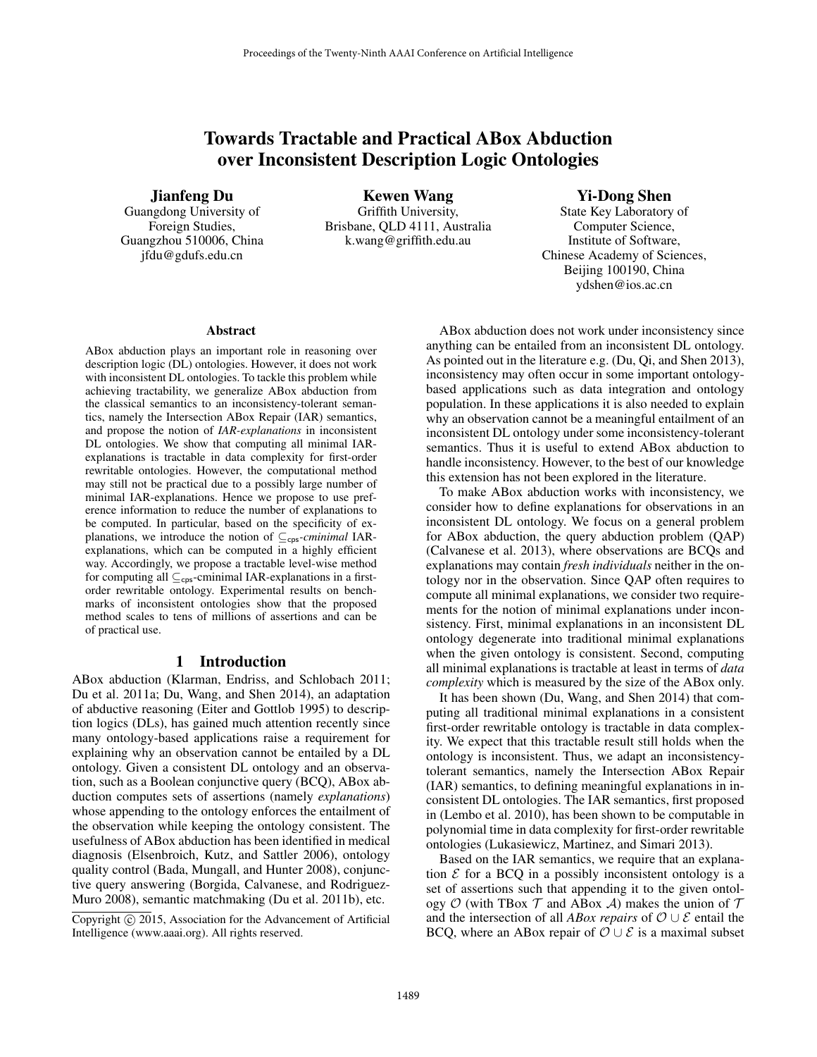# Towards Tractable and Practical ABox Abduction over Inconsistent Description Logic Ontologies

**Jianfeng Du**
Guangdong University of Foreign Studies, Guangzhou 510006, China
jfdu@gdufs.edu.cn

**Kewen Wang**
Griffith University, Brisbane, QLD 4111, Australia
k.wang@griffith.edu.au

**Yi-Dong Shen**
State Key Laboratory of Computer Science, Institute of Software, Chinese Academy of Sciences, Beijing 100190, China
ydshen@ios.ac.cn

## Abstract

ABox abduction plays an important role in reasoning over description logic (DL) ontologies. However, it does not work with inconsistent DL ontologies. To tackle this problem while achieving tractability, we generalize ABox abduction from the classical semantics to an inconsistency-tolerant semantics, namely the Intersection ABox Repair (IAR) semantics, and propose the notion of *IAR-explanations* in inconsistent DL ontologies. We show that computing all minimal IAR-explanations is tractable in data complexity for first-order rewritable ontologies. However, the computational method may still not be practical due to a possibly large number of minimal IAR-explanations. Hence we propose to use preference information to reduce the number of explanations to be computed. In particular, based on the specificity of explanations, we introduce the notion of $\subseteq_{\mathsf{cps}}$-*cminimal* IAR-explanations, which can be computed in a highly efficient way. Accordingly, we propose a tractable level-wise method for computing all $\subseteq_{\mathsf{cps}}$-cminimal IAR-explanations in a first-order rewritable ontology. Experimental results on benchmarks of inconsistent ontologies show that the proposed method scales to tens of millions of assertions and can be of practical use.

## 1 Introduction

ABox abduction (Klarman, Endriss, and Schlobach 2011; Du et al. 2011a; Du, Wang, and Shen 2014), an adaptation of abductive reasoning (Eiter and Gottlob 1995) to description logics (DLs), has gained much attention recently since many ontology-based applications raise a requirement for explaining why an observation cannot be entailed by a DL ontology. Given a consistent DL ontology and an observation, such as a Boolean conjunctive query (BCQ), ABox abduction computes sets of assertions (namely *explanations*) whose appending to the ontology enforces the entailment of the observation while keeping the ontology consistent. The usefulness of ABox abduction has been identified in medical diagnosis (Elsenbroich, Kutz, and Sattler 2006), ontology quality control (Bada, Mungall, and Hunter 2008), conjunctive query answering (Borgida, Calvanese, and Rodriguez-Muro 2008), semantic matchmaking (Du et al. 2011b), etc.

Copyright © 2015, Association for the Advancement of Artificial Intelligence (www.aaai.org). All rights reserved.

ABox abduction does not work under inconsistency since anything can be entailed from an inconsistent DL ontology. As pointed out in the literature e.g. (Du, Qi, and Shen 2013), inconsistency may often occur in some important ontology-based applications such as data integration and ontology population. In these applications it is also needed to explain why an observation cannot be a meaningful entailment of an inconsistent DL ontology under some inconsistency-tolerant semantics. Thus it is useful to extend ABox abduction to handle inconsistency. However, to the best of our knowledge this extension has not been explored in the literature.

To make ABox abduction works with inconsistency, we consider how to define explanations for observations in an inconsistent DL ontology. We focus on a general problem for ABox abduction, the query abduction problem (QAP) (Calvanese et al. 2013), where observations are BCQs and explanations may contain *fresh individuals* neither in the ontology nor in the observation. Since QAP often requires to compute all minimal explanations, we consider two requirements for the notion of minimal explanations under inconsistency. First, minimal explanations in an inconsistent DL ontology degenerate into traditional minimal explanations when the given ontology is consistent. Second, computing all minimal explanations is tractable at least in terms of *data complexity* which is measured by the size of the ABox only.

It has been shown (Du, Wang, and Shen 2014) that computing all traditional minimal explanations in a consistent first-order rewritable ontology is tractable in data complexity. We expect that this tractable result still holds when the ontology is inconsistent. Thus, we adapt an inconsistency-tolerant semantics, namely the Intersection ABox Repair (IAR) semantics, to defining meaningful explanations in inconsistent DL ontologies. The IAR semantics, first proposed in (Lembo et al. 2010), has been shown to be computable in polynomial time in data complexity for first-order rewritable ontologies (Lukasiewicz, Martinez, and Simari 2013).

Based on the IAR semantics, we require that an explanation $\mathcal{E}$ for a BCQ in a possibly inconsistent ontology is a set of assertions such that appending it to the given ontology $\mathcal{O}$ (with TBox $\mathcal{T}$ and ABox $\mathcal{A}$) makes the union of $\mathcal{T}$ and the intersection of all *ABox repairs* of $\mathcal{O} \cup \mathcal{E}$ entail the BCQ, where an ABox repair of $\mathcal{O} \cup \mathcal{E}$ is a maximal subset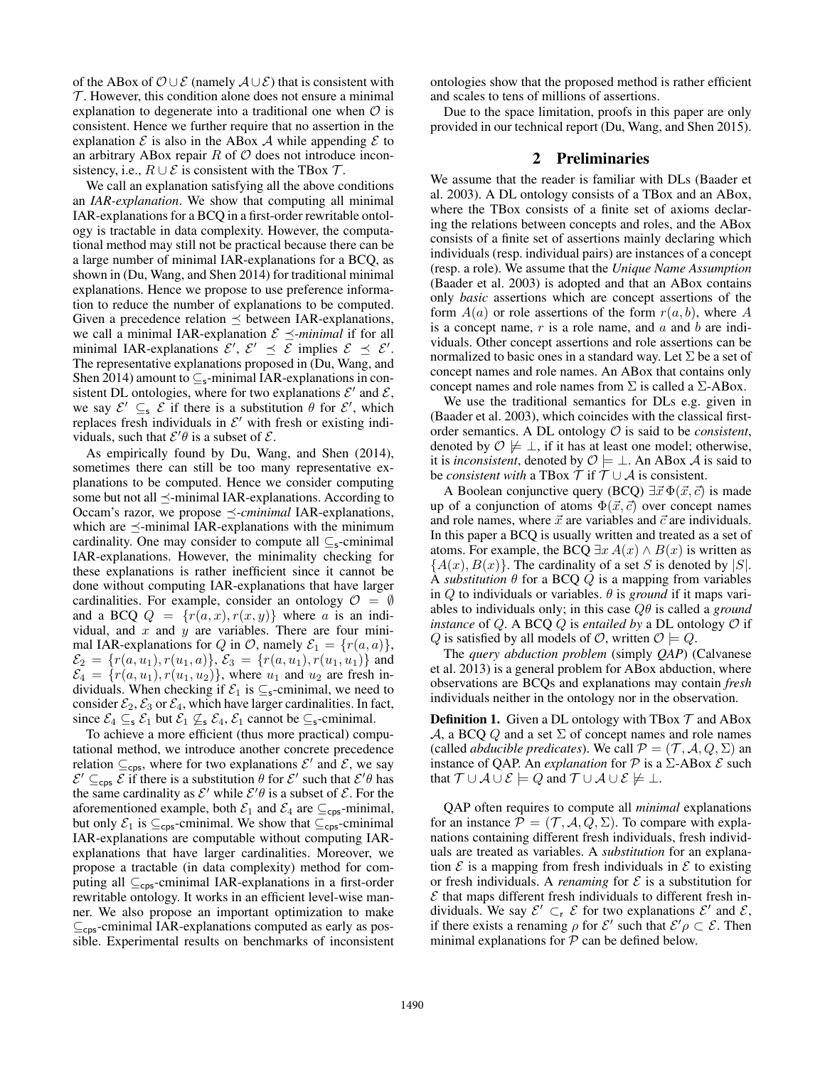of the ABox of $\mathcal{O} \cup \mathcal{E}$ (namely $\mathcal{A} \cup \mathcal{E}$) that is consistent with $\mathcal{T}$. However, this condition alone does not ensure a minimal explanation to degenerate into a traditional one when $\mathcal{O}$ is consistent. Hence we further require that no assertion in the explanation $\mathcal{E}$ is also in the ABox $\mathcal{A}$ while appending $\mathcal{E}$ to an arbitrary ABox repair $R$ of $\mathcal{O}$ does not introduce inconsistency, i.e., $R \cup \mathcal{E}$ is consistent with the TBox $\mathcal{T}$.

We call an explanation satisfying all the above conditions an *IAR-explanation*. We show that computing all minimal IAR-explanations for a BCQ in a first-order rewritable ontology is tractable in data complexity. However, the computational method may still not be practical because there can be a large number of minimal IAR-explanations for a BCQ, as shown in (Du, Wang, and Shen 2014) for traditional minimal explanations. Hence we propose to use preference information to reduce the number of explanations to be computed. Given a precedence relation $\preceq$ between IAR-explanations, we call a minimal IAR-explanation $\mathcal{E}$ $\preceq$*-minimal* if for all minimal IAR-explanations $\mathcal{E}'$, $\mathcal{E}' \preceq \mathcal{E}$ implies $\mathcal{E} \preceq \mathcal{E}'$. The representative explanations proposed in (Du, Wang, and Shen 2014) amount to $\subseteq_{\mathsf{s}}$-minimal IAR-explanations in consistent DL ontologies, where for two explanations $\mathcal{E}'$ and $\mathcal{E}$, we say $\mathcal{E}' \subseteq_{\mathsf{s}} \mathcal{E}$ if there is a substitution $\theta$ for $\mathcal{E}'$, which replaces fresh individuals in $\mathcal{E}'$ with fresh or existing individuals, such that $\mathcal{E}'\theta$ is a subset of $\mathcal{E}$.

As empirically found by Du, Wang, and Shen (2014), sometimes there can still be too many representative explanations to be computed. Hence we consider computing some but not all $\preceq$-minimal IAR-explanations. According to Occam's razor, we propose $\preceq$*-cminimal* IAR-explanations, which are $\preceq$-minimal IAR-explanations with the minimum cardinality. One may consider to compute all $\subseteq_{\mathsf{s}}$-cminimal IAR-explanations. However, the minimality checking for these explanations is rather inefficient since it cannot be done without computing IAR-explanations that have larger cardinalities. For example, consider an ontology $\mathcal{O} = \emptyset$ and a BCQ $Q = \{r(a,x), r(x,y)\}$ where $a$ is an individual, and $x$ and $y$ are variables. There are four minimal IAR-explanations for $Q$ in $\mathcal{O}$, namely $\mathcal{E}_1 = \{r(a,a)\}$, $\mathcal{E}_2 = \{r(a,u_1), r(u_1,a)\}$, $\mathcal{E}_3 = \{r(a,u_1), r(u_1,u_1)\}$ and $\mathcal{E}_4 = \{r(a,u_1), r(u_1,u_2)\}$, where $u_1$ and $u_2$ are fresh individuals. When checking if $\mathcal{E}_1$ is $\subseteq_{\mathsf{s}}$-cminimal, we need to consider $\mathcal{E}_2$, $\mathcal{E}_3$ or $\mathcal{E}_4$, which have larger cardinalities. In fact, since $\mathcal{E}_4 \subseteq_{\mathsf{s}} \mathcal{E}_1$ but $\mathcal{E}_1 \not\subseteq_{\mathsf{s}} \mathcal{E}_4$, $\mathcal{E}_1$ cannot be $\subseteq_{\mathsf{s}}$-cminimal.

To achieve a more efficient (thus more practical) computational method, we introduce another concrete precedence relation $\subseteq_{\mathsf{cps}}$, where for two explanations $\mathcal{E}'$ and $\mathcal{E}$, we say $\mathcal{E}' \subseteq_{\mathsf{cps}} \mathcal{E}$ if there is a substitution $\theta$ for $\mathcal{E}'$ such that $\mathcal{E}'\theta$ has the same cardinality as $\mathcal{E}'$ while $\mathcal{E}'\theta$ is a subset of $\mathcal{E}$. For the aforementioned example, both $\mathcal{E}_1$ and $\mathcal{E}_4$ are $\subseteq_{\mathsf{cps}}$-minimal, but only $\mathcal{E}_1$ is $\subseteq_{\mathsf{cps}}$-cminimal. We show that $\subseteq_{\mathsf{cps}}$-cminimal IAR-explanations are computable without computing IAR-explanations that have larger cardinalities. Moreover, we propose a tractable (in data complexity) method for computing all $\subseteq_{\mathsf{cps}}$-cminimal IAR-explanations in a first-order rewritable ontology. It works in an efficient level-wise manner. We also propose an important optimization to make $\subseteq_{\mathsf{cps}}$-cminimal IAR-explanations computed as early as possible. Experimental results on benchmarks of inconsistent ontologies show that the proposed method is rather efficient and scales to tens of millions of assertions.

Due to the space limitation, proofs in this paper are only provided in our technical report (Du, Wang, and Shen 2015).

## 2 Preliminaries

We assume that the reader is familiar with DLs (Baader et al. 2003). A DL ontology consists of a TBox and an ABox, where the TBox consists of a finite set of axioms declaring the relations between concepts and roles, and the ABox consists of a finite set of assertions mainly declaring which individuals (resp. individual pairs) are instances of a concept (resp. a role). We assume that the *Unique Name Assumption* (Baader et al. 2003) is adopted and that an ABox contains only *basic* assertions which are concept assertions of the form $A(a)$ or role assertions of the form $r(a,b)$, where $A$ is a concept name, $r$ is a role name, and $a$ and $b$ are individuals. Other concept assertions and role assertions can be normalized to basic ones in a standard way. Let $\Sigma$ be a set of concept names and role names. An ABox that contains only concept names and role names from $\Sigma$ is called a $\Sigma$-ABox.

We use the traditional semantics for DLs e.g. given in (Baader et al. 2003), which coincides with the classical first-order semantics. A DL ontology $\mathcal{O}$ is said to be *consistent*, denoted by $\mathcal{O} \not\models \bot$, if it has at least one model; otherwise, it is *inconsistent*, denoted by $\mathcal{O} \models \bot$. An ABox $\mathcal{A}$ is said to be *consistent with* a TBox $\mathcal{T}$ if $\mathcal{T} \cup \mathcal{A}$ is consistent.

A Boolean conjunctive query (BCQ) $\exists \vec{x}\, \Phi(\vec{x}, \vec{c})$ is made up of a conjunction of atoms $\Phi(\vec{x}, \vec{c})$ over concept names and role names, where $\vec{x}$ are variables and $\vec{c}$ are individuals. In this paper a BCQ is usually written and treated as a set of atoms. For example, the BCQ $\exists x\, A(x) \wedge B(x)$ is written as $\{A(x), B(x)\}$. The cardinality of a set $S$ is denoted by $|S|$. A *substitution* $\theta$ for a BCQ $Q$ is a mapping from variables in $Q$ to individuals or variables. $\theta$ is *ground* if it maps variables to individuals only; in this case $Q\theta$ is called a *ground instance* of $Q$. A BCQ $Q$ is *entailed by* a DL ontology $\mathcal{O}$ if $Q$ is satisfied by all models of $\mathcal{O}$, written $\mathcal{O} \models Q$.

The *query abduction problem* (simply *QAP*) (Calvanese et al. 2013) is a general problem for ABox abduction, where observations are BCQs and explanations may contain *fresh* individuals neither in the ontology nor in the observation.

**Definition 1.** Given a DL ontology with TBox $\mathcal{T}$ and ABox $\mathcal{A}$, a BCQ $Q$ and a set $\Sigma$ of concept names and role names (called *abducible predicates*). We call $\mathcal{P} = (\mathcal{T}, \mathcal{A}, Q, \Sigma)$ an instance of QAP. An *explanation* for $\mathcal{P}$ is a $\Sigma$-ABox $\mathcal{E}$ such that $\mathcal{T} \cup \mathcal{A} \cup \mathcal{E} \models Q$ and $\mathcal{T} \cup \mathcal{A} \cup \mathcal{E} \not\models \bot$.

QAP often requires to compute all *minimal* explanations for an instance $\mathcal{P} = (\mathcal{T}, \mathcal{A}, Q, \Sigma)$. To compare with explanations containing different fresh individuals, fresh individuals are treated as variables. A *substitution* for an explanation $\mathcal{E}$ is a mapping from fresh individuals in $\mathcal{E}$ to existing or fresh individuals. A *renaming* for $\mathcal{E}$ is a substitution for $\mathcal{E}$ that maps different fresh individuals to different fresh individuals. We say $\mathcal{E}' \subset_{\mathsf{r}} \mathcal{E}$ for two explanations $\mathcal{E}'$ and $\mathcal{E}$, if there exists a renaming $\rho$ for $\mathcal{E}'$ such that $\mathcal{E}'\rho \subset \mathcal{E}$. Then minimal explanations for $\mathcal{P}$ can be defined below.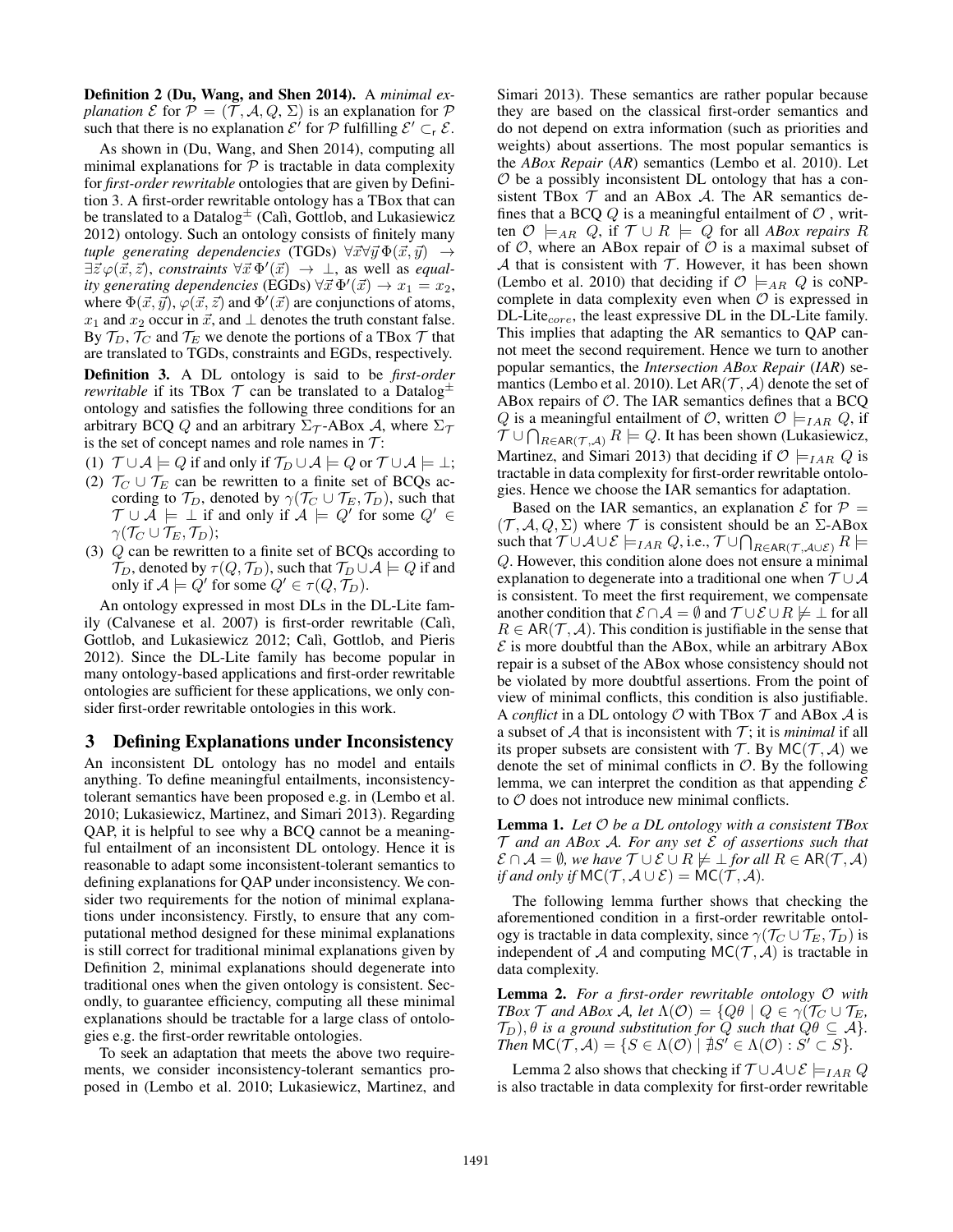**Definition 2 (Du, Wang, and Shen 2014).** A *minimal explanation* $\mathcal{E}$ for $\mathcal{P} = (\mathcal{T}, \mathcal{A}, Q, \Sigma)$ is an explanation for $\mathcal{P}$ such that there is no explanation $\mathcal{E}'$ for $\mathcal{P}$ fulfilling $\mathcal{E}' \subset_{\mathsf{r}} \mathcal{E}$.

As shown in (Du, Wang, and Shen 2014), computing all minimal explanations for $\mathcal{P}$ is tractable in data complexity for *first-order rewritable* ontologies that are given by Definition 3. A first-order rewritable ontology has a TBox that can be translated to a Datalog$^{\pm}$ (Calì, Gottlob, and Lukasiewicz 2012) ontology. Such an ontology consists of finitely many *tuple generating dependencies* (TGDs) $\forall \vec{x} \forall \vec{y}\, \Phi(\vec{x}, \vec{y}) \rightarrow \exists \vec{z}\, \varphi(\vec{x}, \vec{z})$, *constraints* $\forall \vec{x}\, \Phi'(\vec{x}) \rightarrow \bot$, as well as *equality generating dependencies* (EGDs) $\forall \vec{x}\, \Phi'(\vec{x}) \rightarrow x_1 = x_2$, where $\Phi(\vec{x}, \vec{y})$, $\varphi(\vec{x}, \vec{z})$ and $\Phi'(\vec{x})$ are conjunctions of atoms, $x_1$ and $x_2$ occur in $\vec{x}$, and $\bot$ denotes the truth constant false. By $\mathcal{T}_D$, $\mathcal{T}_C$ and $\mathcal{T}_E$ we denote the portions of a TBox $\mathcal{T}$ that are translated to TGDs, constraints and EGDs, respectively.

**Definition 3.** A DL ontology is said to be *first-order rewritable* if its TBox $\mathcal{T}$ can be translated to a Datalog$^{\pm}$ ontology and satisfies the following three conditions for an arbitrary BCQ $Q$ and an arbitrary $\Sigma_{\mathcal{T}}$-ABox $\mathcal{A}$, where $\Sigma_{\mathcal{T}}$ is the set of concept names and role names in $\mathcal{T}$:

(1) $\mathcal{T} \cup \mathcal{A} \models Q$ if and only if $\mathcal{T}_D \cup \mathcal{A} \models Q$ or $\mathcal{T} \cup \mathcal{A} \models \bot$;

(2) $\mathcal{T}_C \cup \mathcal{T}_E$ can be rewritten to a finite set of BCQs according to $\mathcal{T}_D$, denoted by $\gamma(\mathcal{T}_C \cup \mathcal{T}_E, \mathcal{T}_D)$, such that $\mathcal{T} \cup \mathcal{A} \models \bot$ if and only if $\mathcal{A} \models Q'$ for some $Q' \in \gamma(\mathcal{T}_C \cup \mathcal{T}_E, \mathcal{T}_D)$;

(3) $Q$ can be rewritten to a finite set of BCQs according to $\mathcal{T}_D$, denoted by $\tau(Q, \mathcal{T}_D)$, such that $\mathcal{T}_D \cup \mathcal{A} \models Q$ if and only if $\mathcal{A} \models Q'$ for some $Q' \in \tau(Q, \mathcal{T}_D)$.

An ontology expressed in most DLs in the DL-Lite family (Calvanese et al. 2007) is first-order rewritable (Calì, Gottlob, and Lukasiewicz 2012; Calì, Gottlob, and Pieris 2012). Since the DL-Lite family has become popular in many ontology-based applications and first-order rewritable ontologies are sufficient for these applications, we only consider first-order rewritable ontologies in this work.

## 3 Defining Explanations under Inconsistency

An inconsistent DL ontology has no model and entails anything. To define meaningful entailments, inconsistency-tolerant semantics have been proposed e.g. in (Lembo et al. 2010; Lukasiewicz, Martinez, and Simari 2013). Regarding QAP, it is helpful to see why a BCQ cannot be a meaningful entailment of an inconsistent DL ontology. Hence it is reasonable to adapt some inconsistent-tolerant semantics to defining explanations for QAP under inconsistency. We consider two requirements for the notion of minimal explanations under inconsistency. Firstly, to ensure that any computational method designed for these minimal explanations is still correct for traditional minimal explanations given by Definition 2, minimal explanations should degenerate into traditional ones when the given ontology is consistent. Secondly, to guarantee efficiency, computing all these minimal explanations should be tractable for a large class of ontologies e.g. the first-order rewritable ontologies.

To seek an adaptation that meets the above two requirements, we consider inconsistency-tolerant semantics proposed in (Lembo et al. 2010; Lukasiewicz, Martinez, and Simari 2013). These semantics are rather popular because they are based on the classical first-order semantics and do not depend on extra information (such as priorities and weights) about assertions. The most popular semantics is the *ABox Repair* (*AR*) semantics (Lembo et al. 2010). Let $\mathcal{O}$ be a possibly inconsistent DL ontology that has a consistent TBox $\mathcal{T}$ and an ABox $\mathcal{A}$. The AR semantics defines that a BCQ $Q$ is a meaningful entailment of $\mathcal{O}$ , written $\mathcal{O} \models_{AR} Q$, if $\mathcal{T} \cup R \models Q$ for all *ABox repairs* $R$ of $\mathcal{O}$, where an ABox repair of $\mathcal{O}$ is a maximal subset of $\mathcal{A}$ that is consistent with $\mathcal{T}$. However, it has been shown (Lembo et al. 2010) that deciding if $\mathcal{O} \models_{AR} Q$ is coNP-complete in data complexity even when $\mathcal{O}$ is expressed in DL-Lite$_{core}$, the least expressive DL in the DL-Lite family. This implies that adapting the AR semantics to QAP cannot meet the second requirement. Hence we turn to another popular semantics, the *Intersection ABox Repair* (*IAR*) semantics (Lembo et al. 2010). Let $\mathsf{AR}(\mathcal{T}, \mathcal{A})$ denote the set of ABox repairs of $\mathcal{O}$. The IAR semantics defines that a BCQ $Q$ is a meaningful entailment of $\mathcal{O}$, written $\mathcal{O} \models_{IAR} Q$, if $\mathcal{T} \cup \bigcap_{R \in \mathsf{AR}(\mathcal{T}, \mathcal{A})} R \models Q$. It has been shown (Lukasiewicz, Martinez, and Simari 2013) that deciding if $\mathcal{O} \models_{IAR} Q$ is tractable in data complexity for first-order rewritable ontologies. Hence we choose the IAR semantics for adaptation.

Based on the IAR semantics, an explanation $\mathcal{E}$ for $\mathcal{P} = (\mathcal{T}, \mathcal{A}, Q, \Sigma)$ where $\mathcal{T}$ is consistent should be an $\Sigma$-ABox such that $\mathcal{T} \cup \mathcal{A} \cup \mathcal{E} \models_{IAR} Q$, i.e., $\mathcal{T} \cup \bigcap_{R \in \mathsf{AR}(\mathcal{T}, \mathcal{A} \cup \mathcal{E})} R \models Q$. However, this condition alone does not ensure a minimal explanation to degenerate into a traditional one when $\mathcal{T} \cup \mathcal{A}$ is consistent. To meet the first requirement, we compensate another condition that $\mathcal{E} \cap \mathcal{A} = \emptyset$ and $\mathcal{T} \cup \mathcal{E} \cup R \not\models \bot$ for all $R \in \mathsf{AR}(\mathcal{T}, \mathcal{A})$. This condition is justifiable in the sense that $\mathcal{E}$ is more doubtful than the ABox, while an arbitrary ABox repair is a subset of the ABox whose consistency should not be violated by more doubtful assertions. From the point of view of minimal conflicts, this condition is also justifiable. A *conflict* in a DL ontology $\mathcal{O}$ with TBox $\mathcal{T}$ and ABox $\mathcal{A}$ is a subset of $\mathcal{A}$ that is inconsistent with $\mathcal{T}$; it is *minimal* if all its proper subsets are consistent with $\mathcal{T}$. By $\mathsf{MC}(\mathcal{T}, \mathcal{A})$ we denote the set of minimal conflicts in $\mathcal{O}$. By the following lemma, we can interpret the condition as that appending $\mathcal{E}$ to $\mathcal{O}$ does not introduce new minimal conflicts.

**Lemma 1.** *Let $\mathcal{O}$ be a DL ontology with a consistent TBox $\mathcal{T}$ and an ABox $\mathcal{A}$. For any set $\mathcal{E}$ of assertions such that $\mathcal{E} \cap \mathcal{A} = \emptyset$, we have $\mathcal{T} \cup \mathcal{E} \cup R \not\models \bot$ for all $R \in \mathsf{AR}(\mathcal{T}, \mathcal{A})$ if and only if $\mathsf{MC}(\mathcal{T}, \mathcal{A} \cup \mathcal{E}) = \mathsf{MC}(\mathcal{T}, \mathcal{A})$.*

The following lemma further shows that checking the aforementioned condition in a first-order rewritable ontology is tractable in data complexity, since $\gamma(\mathcal{T}_C \cup \mathcal{T}_E, \mathcal{T}_D)$ is independent of $\mathcal{A}$ and computing $\mathsf{MC}(\mathcal{T}, \mathcal{A})$ is tractable in data complexity.

**Lemma 2.** *For a first-order rewritable ontology $\mathcal{O}$ with TBox $\mathcal{T}$ and ABox $\mathcal{A}$, let $\Lambda(\mathcal{O}) = \{Q\theta \mid Q \in \gamma(\mathcal{T}_C \cup \mathcal{T}_E, \mathcal{T}_D), \theta$ is a ground substitution for $Q$ such that $Q\theta \subseteq \mathcal{A}\}$. Then $\mathsf{MC}(\mathcal{T}, \mathcal{A}) = \{S \in \Lambda(\mathcal{O}) \mid \nexists S' \in \Lambda(\mathcal{O}) : S' \subset S\}$.*

Lemma 2 also shows that checking if $\mathcal{T} \cup \mathcal{A} \cup \mathcal{E} \models_{IAR} Q$ is also tractable in data complexity for first-order rewritable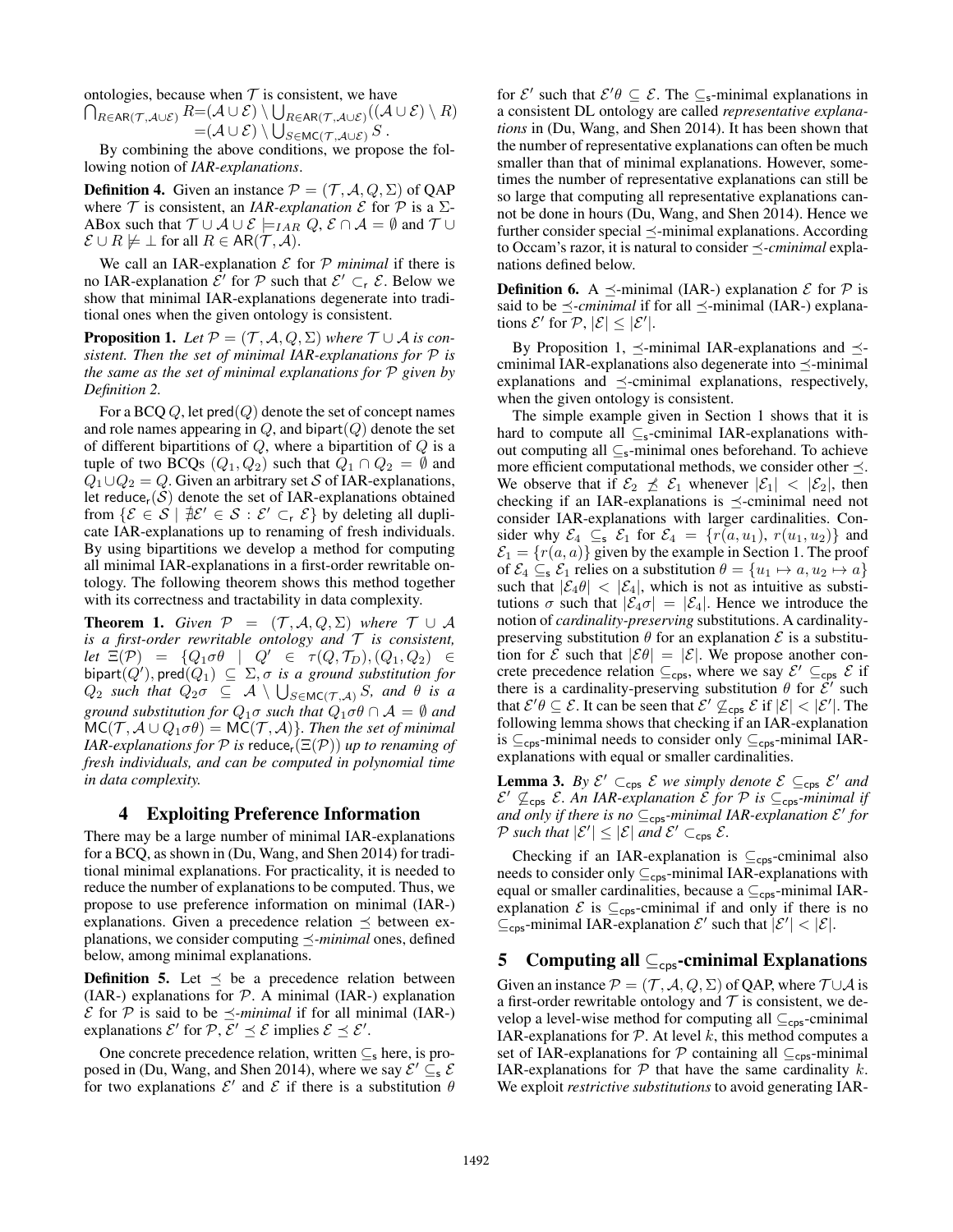ontologies, because when $\mathcal{T}$ is consistent, we have

$$\bigcap_{R\in\mathsf{AR}(\mathcal{T},\mathcal{A}\cup\mathcal{E})} R=(\mathcal{A}\cup\mathcal{E})\setminus\bigcup_{R\in\mathsf{AR}(\mathcal{T},\mathcal{A}\cup\mathcal{E})}((\mathcal{A}\cup\mathcal{E})\setminus R) =(\mathcal{A}\cup\mathcal{E})\setminus\bigcup_{S\in\mathsf{MC}(\mathcal{T},\mathcal{A}\cup\mathcal{E})} S\,.$$

By combining the above conditions, we propose the following notion of *IAR-explanations*.

**Definition 4.** Given an instance $\mathcal{P}=(\mathcal{T},\mathcal{A},Q,\Sigma)$ of QAP where $\mathcal{T}$ is consistent, an *IAR-explanation* $\mathcal{E}$ for $\mathcal{P}$ is a $\Sigma$-ABox such that $\mathcal{T}\cup\mathcal{A}\cup\mathcal{E}\models_{IAR} Q$, $\mathcal{E}\cap\mathcal{A}=\emptyset$ and $\mathcal{T}\cup\mathcal{E}\cup R\not\models\bot$ for all $R\in\mathsf{AR}(\mathcal{T},\mathcal{A})$.

We call an IAR-explanation $\mathcal{E}$ for $\mathcal{P}$ *minimal* if there is no IAR-explanation $\mathcal{E}'$ for $\mathcal{P}$ such that $\mathcal{E}'\subset_{\mathsf{r}}\mathcal{E}$. Below we show that minimal IAR-explanations degenerate into traditional ones when the given ontology is consistent.

**Proposition 1.** *Let $\mathcal{P}=(\mathcal{T},\mathcal{A},Q,\Sigma)$ where $\mathcal{T}\cup\mathcal{A}$ is consistent. Then the set of minimal IAR-explanations for $\mathcal{P}$ is the same as the set of minimal explanations for $\mathcal{P}$ given by Definition 2.*

For a BCQ $Q$, let $\mathsf{pred}(Q)$ denote the set of concept names and role names appearing in $Q$, and $\mathsf{bipart}(Q)$ denote the set of different bipartitions of $Q$, where a bipartition of $Q$ is a tuple of two BCQs $(Q_1,Q_2)$ such that $Q_1\cap Q_2=\emptyset$ and $Q_1\cup Q_2=Q$. Given an arbitrary set $\mathcal{S}$ of IAR-explanations, let $\mathsf{reduce}_{\mathsf{r}}(\mathcal{S})$ denote the set of IAR-explanations obtained from $\{\mathcal{E}\in\mathcal{S}\mid\nexists\mathcal{E}'\in\mathcal{S}:\mathcal{E}'\subset_{\mathsf{r}}\mathcal{E}\}$ by deleting all duplicate IAR-explanations up to renaming of fresh individuals. By using bipartitions we develop a method for computing all minimal IAR-explanations in a first-order rewritable ontology. The following theorem shows this method together with its correctness and tractability in data complexity.

**Theorem 1.** *Given $\mathcal{P}=(\mathcal{T},\mathcal{A},Q,\Sigma)$ where $\mathcal{T}\cup\mathcal{A}$ is a first-order rewritable ontology and $\mathcal{T}$ is consistent, let $\Xi(\mathcal{P})=\{Q_1\sigma\theta\mid Q'\in\tau(Q,\mathcal{T}_D),(Q_1,Q_2)\in\mathsf{bipart}(Q'),\mathsf{pred}(Q_1)\subseteq\Sigma,\sigma$ is a ground substitution for $Q_2$ such that $Q_2\sigma\subseteq\mathcal{A}\setminus\bigcup_{S\in\mathsf{MC}(\mathcal{T},\mathcal{A})}S$, and $\theta$ is a ground substitution for $Q_1\sigma$ such that $Q_1\sigma\theta\cap\mathcal{A}=\emptyset$ and $\mathsf{MC}(\mathcal{T},\mathcal{A}\cup Q_1\sigma\theta)=\mathsf{MC}(\mathcal{T},\mathcal{A})\}$. Then the set of minimal IAR-explanations for $\mathcal{P}$ is $\mathsf{reduce}_{\mathsf{r}}(\Xi(\mathcal{P}))$ up to renaming of fresh individuals, and can be computed in polynomial time in data complexity.*

## 4 Exploiting Preference Information

There may be a large number of minimal IAR-explanations for a BCQ, as shown in (Du, Wang, and Shen 2014) for traditional minimal explanations. For practicality, it is needed to reduce the number of explanations to be computed. Thus, we propose to use preference information on minimal (IAR-) explanations. Given a precedence relation $\preceq$ between explanations, we consider computing *$\preceq$-minimal* ones, defined below, among minimal explanations.

**Definition 5.** Let $\preceq$ be a precedence relation between (IAR-) explanations for $\mathcal{P}$. A minimal (IAR-) explanation $\mathcal{E}$ for $\mathcal{P}$ is said to be *$\preceq$-minimal* if for all minimal (IAR-) explanations $\mathcal{E}'$ for $\mathcal{P}$, $\mathcal{E}'\preceq\mathcal{E}$ implies $\mathcal{E}\preceq\mathcal{E}'$.

One concrete precedence relation, written $\subseteq_{\mathsf{s}}$ here, is proposed in (Du, Wang, and Shen 2014), where we say $\mathcal{E}'\subseteq_{\mathsf{s}}\mathcal{E}$ for two explanations $\mathcal{E}'$ and $\mathcal{E}$ if there is a substitution $\theta$ for $\mathcal{E}'$ such that $\mathcal{E}'\theta\subseteq\mathcal{E}$. The $\subseteq_{\mathsf{s}}$-minimal explanations in a consistent DL ontology are called *representative explanations* in (Du, Wang, and Shen 2014). It has been shown that the number of representative explanations can often be much smaller than that of minimal explanations. However, sometimes the number of representative explanations can still be so large that computing all representative explanations cannot be done in hours (Du, Wang, and Shen 2014). Hence we further consider special $\preceq$-minimal explanations. According to Occam's razor, it is natural to consider *$\preceq$-cminimal* explanations defined below.

**Definition 6.** A $\preceq$-minimal (IAR-) explanation $\mathcal{E}$ for $\mathcal{P}$ is said to be *$\preceq$-cminimal* if for all $\preceq$-minimal (IAR-) explanations $\mathcal{E}'$ for $\mathcal{P}$, $|\mathcal{E}|\leq|\mathcal{E}'|$.

By Proposition 1, $\preceq$-minimal IAR-explanations and $\preceq$-cminimal IAR-explanations also degenerate into $\preceq$-minimal explanations and $\preceq$-cminimal explanations, respectively, when the given ontology is consistent.

The simple example given in Section 1 shows that it is hard to compute all $\subseteq_{\mathsf{s}}$-cminimal IAR-explanations without computing all $\subseteq_{\mathsf{s}}$-minimal ones beforehand. To achieve more efficient computational methods, we consider other $\preceq$. We observe that if $\mathcal{E}_2\not\preceq\mathcal{E}_1$ whenever $|\mathcal{E}_1|<|\mathcal{E}_2|$, then checking if an IAR-explanations is $\preceq$-cminimal need not consider IAR-explanations with larger cardinalities. Consider why $\mathcal{E}_4\subseteq_{\mathsf{s}}\mathcal{E}_1$ for $\mathcal{E}_4=\{r(a,u_1),\,r(u_1,u_2)\}$ and $\mathcal{E}_1=\{r(a,a)\}$ given by the example in Section 1. The proof of $\mathcal{E}_4\subseteq_{\mathsf{s}}\mathcal{E}_1$ relies on a substitution $\theta=\{u_1\mapsto a,u_2\mapsto a\}$ such that $|\mathcal{E}_4\theta|<|\mathcal{E}_4|$, which is not as intuitive as substitutions $\sigma$ such that $|\mathcal{E}_4\sigma|=|\mathcal{E}_4|$. Hence we introduce the notion of *cardinality-preserving* substitutions. A cardinality-preserving substitution $\theta$ for an explanation $\mathcal{E}$ is a substitution for $\mathcal{E}$ such that $|\mathcal{E}\theta|=|\mathcal{E}|$. We propose another concrete precedence relation $\subseteq_{\mathsf{cps}}$, where we say $\mathcal{E}'\subseteq_{\mathsf{cps}}\mathcal{E}$ if there is a cardinality-preserving substitution $\theta$ for $\mathcal{E}'$ such that $\mathcal{E}'\theta\subseteq\mathcal{E}$. It can be seen that $\mathcal{E}'\not\subseteq_{\mathsf{cps}}\mathcal{E}$ if $|\mathcal{E}|<|\mathcal{E}'|$. The following lemma shows that checking if an IAR-explanation is $\subseteq_{\mathsf{cps}}$-minimal needs to consider only $\subseteq_{\mathsf{cps}}$-minimal IAR-explanations with equal or smaller cardinalities.

**Lemma 3.** *By $\mathcal{E}'\subset_{\mathsf{cps}}\mathcal{E}$ we simply denote $\mathcal{E}\subseteq_{\mathsf{cps}}\mathcal{E}'$ and $\mathcal{E}'\not\subseteq_{\mathsf{cps}}\mathcal{E}$. An IAR-explanation $\mathcal{E}$ for $\mathcal{P}$ is $\subseteq_{\mathsf{cps}}$-minimal if and only if there is no $\subseteq_{\mathsf{cps}}$-minimal IAR-explanation $\mathcal{E}'$ for $\mathcal{P}$ such that $|\mathcal{E}'|\leq|\mathcal{E}|$ and $\mathcal{E}'\subset_{\mathsf{cps}}\mathcal{E}$.*

Checking if an IAR-explanation is $\subseteq_{\mathsf{cps}}$-cminimal also needs to consider only $\subseteq_{\mathsf{cps}}$-minimal IAR-explanations with equal or smaller cardinalities, because a $\subseteq_{\mathsf{cps}}$-minimal IAR-explanation $\mathcal{E}$ is $\subseteq_{\mathsf{cps}}$-cminimal if and only if there is no $\subseteq_{\mathsf{cps}}$-minimal IAR-explanation $\mathcal{E}'$ such that $|\mathcal{E}'|<|\mathcal{E}|$.

## 5 Computing all $\subseteq_{\mathsf{cps}}$-cminimal Explanations

Given an instance $\mathcal{P}=(\mathcal{T},\mathcal{A},Q,\Sigma)$ of QAP, where $\mathcal{T}\cup\mathcal{A}$ is a first-order rewritable ontology and $\mathcal{T}$ is consistent, we develop a level-wise method for computing all $\subseteq_{\mathsf{cps}}$-cminimal IAR-explanations for $\mathcal{P}$. At level $k$, this method computes a set of IAR-explanations for $\mathcal{P}$ containing all $\subseteq_{\mathsf{cps}}$-minimal IAR-explanations for $\mathcal{P}$ that have the same cardinality $k$. We exploit *restrictive substitutions* to avoid generating IAR-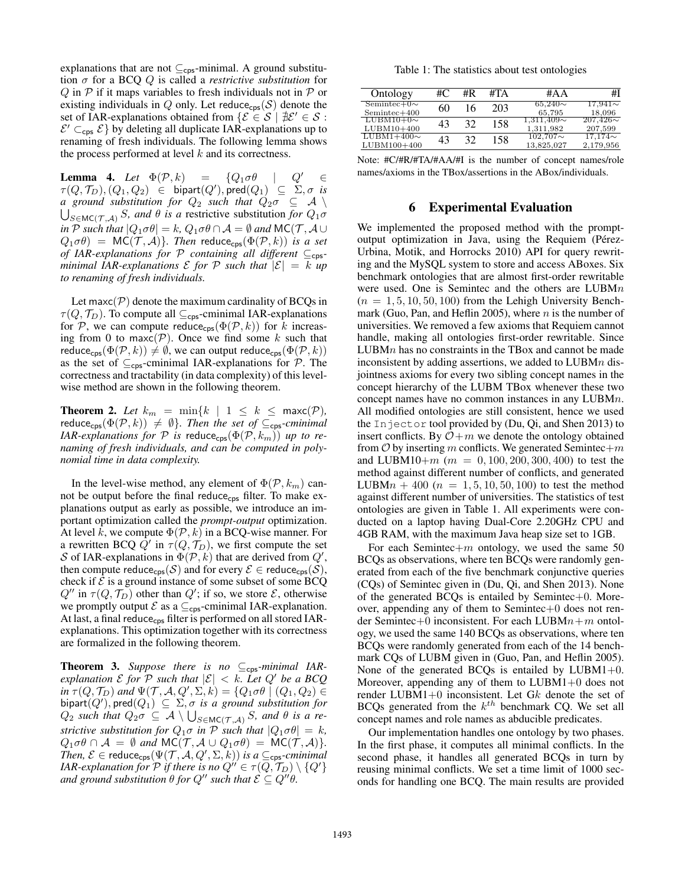explanations that are not $\subseteq_{\mathsf{cps}}$-minimal. A ground substitution $\sigma$ for a BCQ $Q$ is called a *restrictive substitution* for $Q$ in $\mathcal{P}$ if it maps variables to fresh individuals not in $\mathcal{P}$ or existing individuals in $Q$ only. Let $\mathsf{reduce}_{\mathsf{cps}}(\mathcal{S})$ denote the set of IAR-explanations obtained from $\{\mathcal{E} \in \mathcal{S} \mid \nexists \mathcal{E}' \in \mathcal{S} : \mathcal{E}' \subset_{\mathsf{cps}} \mathcal{E}\}$ by deleting all duplicate IAR-explanations up to renaming of fresh individuals. The following lemma shows the process performed at level $k$ and its correctness.

**Lemma 4.** *Let* $\Phi(\mathcal{P}, k) = \{Q_1\sigma\theta \mid Q' \in \tau(Q, \mathcal{T}_D), (Q_1, Q_2) \in \mathsf{bipart}(Q'), \mathsf{pred}(Q_1) \subseteq \Sigma, \sigma$ *is a ground substitution for* $Q_2$ *such that* $Q_2\sigma \subseteq \mathcal{A} \setminus \bigcup_{S \in \mathsf{MC}(\mathcal{T},\mathcal{A})} S$*, and* $\theta$ *is a* restrictive substitution *for* $Q_1\sigma$ *in* $\mathcal{P}$ *such that* $|Q_1\sigma\theta| = k$*,* $Q_1\sigma\theta \cap \mathcal{A} = \emptyset$ *and* $\mathsf{MC}(\mathcal{T}, \mathcal{A} \cup Q_1\sigma\theta) = \mathsf{MC}(\mathcal{T}, \mathcal{A})\}$*. Then* $\mathsf{reduce}_{\mathsf{cps}}(\Phi(\mathcal{P}, k))$ *is a set of IAR-explanations for* $\mathcal{P}$ *containing all different* $\subseteq_{\mathsf{cps}}$*-minimal IAR-explanations* $\mathcal{E}$ *for* $\mathcal{P}$ *such that* $|\mathcal{E}| = k$ *up to renaming of fresh individuals.*

Let $\mathsf{maxc}(\mathcal{P})$ denote the maximum cardinality of BCQs in $\tau(Q, \mathcal{T}_D)$. To compute all $\subseteq_{\mathsf{cps}}$-cminimal IAR-explanations for $\mathcal{P}$, we can compute $\mathsf{reduce}_{\mathsf{cps}}(\Phi(\mathcal{P}, k))$ for $k$ increasing from 0 to $\mathsf{maxc}(\mathcal{P})$. Once we find some $k$ such that $\mathsf{reduce}_{\mathsf{cps}}(\Phi(\mathcal{P}, k)) \neq \emptyset$, we can output $\mathsf{reduce}_{\mathsf{cps}}(\Phi(\mathcal{P}, k))$ as the set of $\subseteq_{\mathsf{cps}}$-cminimal IAR-explanations for $\mathcal{P}$. The correctness and tractability (in data complexity) of this levelwise method are shown in the following theorem.

**Theorem 2.** *Let* $k_m = \min\{k \mid 1 \leq k \leq \mathsf{maxc}(\mathcal{P}),\ \mathsf{reduce}_{\mathsf{cps}}(\Phi(\mathcal{P}, k)) \neq \emptyset\}$*. Then the set of* $\subseteq_{\mathsf{cps}}$*-cminimal IAR-explanations for* $\mathcal{P}$ *is* $\mathsf{reduce}_{\mathsf{cps}}(\Phi(\mathcal{P}, k_m))$ *up to renaming of fresh individuals, and can be computed in polynomial time in data complexity.*

In the level-wise method, any element of $\Phi(\mathcal{P}, k_m)$ cannot be output before the final $\mathsf{reduce}_{\mathsf{cps}}$ filter. To make explanations output as early as possible, we introduce an important optimization called the *prompt-output* optimization. At level $k$, we compute $\Phi(\mathcal{P}, k)$ in a BCQ-wise manner. For a rewritten BCQ $Q'$ in $\tau(Q, \mathcal{T}_D)$, we first compute the set $\mathcal{S}$ of IAR-explanations in $\Phi(\mathcal{P}, k)$ that are derived from $Q'$, then compute $\mathsf{reduce}_{\mathsf{cps}}(\mathcal{S})$ and for every $\mathcal{E} \in \mathsf{reduce}_{\mathsf{cps}}(\mathcal{S})$, check if $\mathcal{E}$ is a ground instance of some subset of some BCQ $Q''$ in $\tau(Q, \mathcal{T}_D)$ other than $Q'$; if so, we store $\mathcal{E}$, otherwise we promptly output $\mathcal{E}$ as a $\subseteq_{\mathsf{cps}}$-cminimal IAR-explanation. At last, a final $\mathsf{reduce}_{\mathsf{cps}}$ filter is performed on all stored IAR-explanations. This optimization together with its correctness are formalized in the following theorem.

**Theorem 3.** *Suppose there is no* $\subseteq_{\mathsf{cps}}$*-minimal IAR-explanation* $\mathcal{E}$ *for* $\mathcal{P}$ *such that* $|\mathcal{E}| < k$*. Let* $Q'$ *be a BCQ in* $\tau(Q, \mathcal{T}_D)$ *and* $\Psi(\mathcal{T}, \mathcal{A}, Q', \Sigma, k) = \{Q_1\sigma\theta \mid (Q_1, Q_2) \in \mathsf{bipart}(Q'), \mathsf{pred}(Q_1) \subseteq \Sigma, \sigma$ *is a ground substitution for* $Q_2$ *such that* $Q_2\sigma \subseteq \mathcal{A} \setminus \bigcup_{S \in \mathsf{MC}(\mathcal{T},\mathcal{A})} S$*, and* $\theta$ *is a restrictive substitution for* $Q_1\sigma$ *in* $\mathcal{P}$ *such that* $|Q_1\sigma\theta| = k$*,* $Q_1\sigma\theta \cap \mathcal{A} = \emptyset$ *and* $\mathsf{MC}(\mathcal{T}, \mathcal{A} \cup Q_1\sigma\theta) = \mathsf{MC}(\mathcal{T}, \mathcal{A})\}$*. Then,* $\mathcal{E} \in \mathsf{reduce}_{\mathsf{cps}}(\Psi(\mathcal{T}, \mathcal{A}, Q', \Sigma, k))$ *is a* $\subseteq_{\mathsf{cps}}$*-cminimal IAR-explanation for* $\mathcal{P}$ *if there is no* $Q'' \in \tau(Q, \mathcal{T}_D) \setminus \{Q'\}$ *and ground substitution* $\theta$ *for* $Q''$ *such that* $\mathcal{E} \subseteq Q''\theta$*.*

Table 1: The statistics about test ontologies

| Ontology | #C | #R | #TA | #AA | #I |
|---|---|---|---|---|---|
| Semintec+0∼ Semintec+400 | 60 | 16 | 203 | 65,240∼ 65,795 | 17,941∼ 18,096 |
| LUBM10+0∼ LUBM10+400 | 43 | 32 | 158 | 1,311,409∼ 1,311,982 | 207,426∼ 207,599 |
| LUBM1+400∼ LUBM100+400 | 43 | 32 | 158 | 102,707∼ 13,825,027 | 17,174∼ 2,179,956 |

Note: #C/#R/#TA/#AA/#I is the number of concept names/role names/axioms in the TBox/assertions in the ABox/individuals.

# 6 Experimental Evaluation

We implemented the proposed method with the prompt-output optimization in Java, using the Requiem (Pérez-Urbina, Motik, and Horrocks 2010) API for query rewriting and the MySQL system to store and access ABoxes. Six benchmark ontologies that are almost first-order rewritable were used. One is Semintec and the others are LUBM$n$ ($n = 1, 5, 10, 50, 100$) from the Lehigh University Benchmark (Guo, Pan, and Heflin 2005), where $n$ is the number of universities. We removed a few axioms that Requiem cannot handle, making all ontologies first-order rewritable. Since LUBM$n$ has no constraints in the TBox and cannot be made inconsistent by adding assertions, we added to LUBM$n$ disjointness axioms for every two sibling concept names in the concept hierarchy of the LUBM TBox whenever these two concept names have no common instances in any LUBM$n$. All modified ontologies are still consistent, hence we used the `Injector` tool provided by (Du, Qi, and Shen 2013) to insert conflicts. By $\mathcal{O}+m$ we denote the ontology obtained from $\mathcal{O}$ by inserting $m$ conflicts. We generated Semintec$+m$ and LUBM10$+m$ ($m = 0, 100, 200, 300, 400$) to test the method against different number of conflicts, and generated LUBM$n + 400$ ($n = 1, 5, 10, 50, 100$) to test the method against different number of universities. The statistics of test ontologies are given in Table 1. All experiments were conducted on a laptop having Dual-Core 2.20GHz CPU and 4GB RAM, with the maximum Java heap size set to 1GB.

For each Semintec$+m$ ontology, we used the same 50 BCQs as observations, where ten BCQs were randomly generated from each of the five benchmark conjunctive queries (CQs) of Semintec given in (Du, Qi, and Shen 2013). None of the generated BCQs is entailed by Semintec+0. Moreover, appending any of them to Semintec+0 does not render Semintec+0 inconsistent. For each LUBM$n+m$ ontology, we used the same 140 BCQs as observations, where ten BCQs were randomly generated from each of the 14 benchmark CQs of LUBM given in (Guo, Pan, and Heflin 2005). None of the generated BCQs is entailed by LUBM1+0. Moreover, appending any of them to LUBM1+0 does not render LUBM1+0 inconsistent. Let G$k$ denote the set of BCQs generated from the $k^{th}$ benchmark CQ. We set all concept names and role names as abducible predicates.

Our implementation handles one ontology by two phases. In the first phase, it computes all minimal conflicts. In the second phase, it handles all generated BCQs in turn by reusing minimal conflicts. We set a time limit of 1000 seconds for handling one BCQ. The main results are provided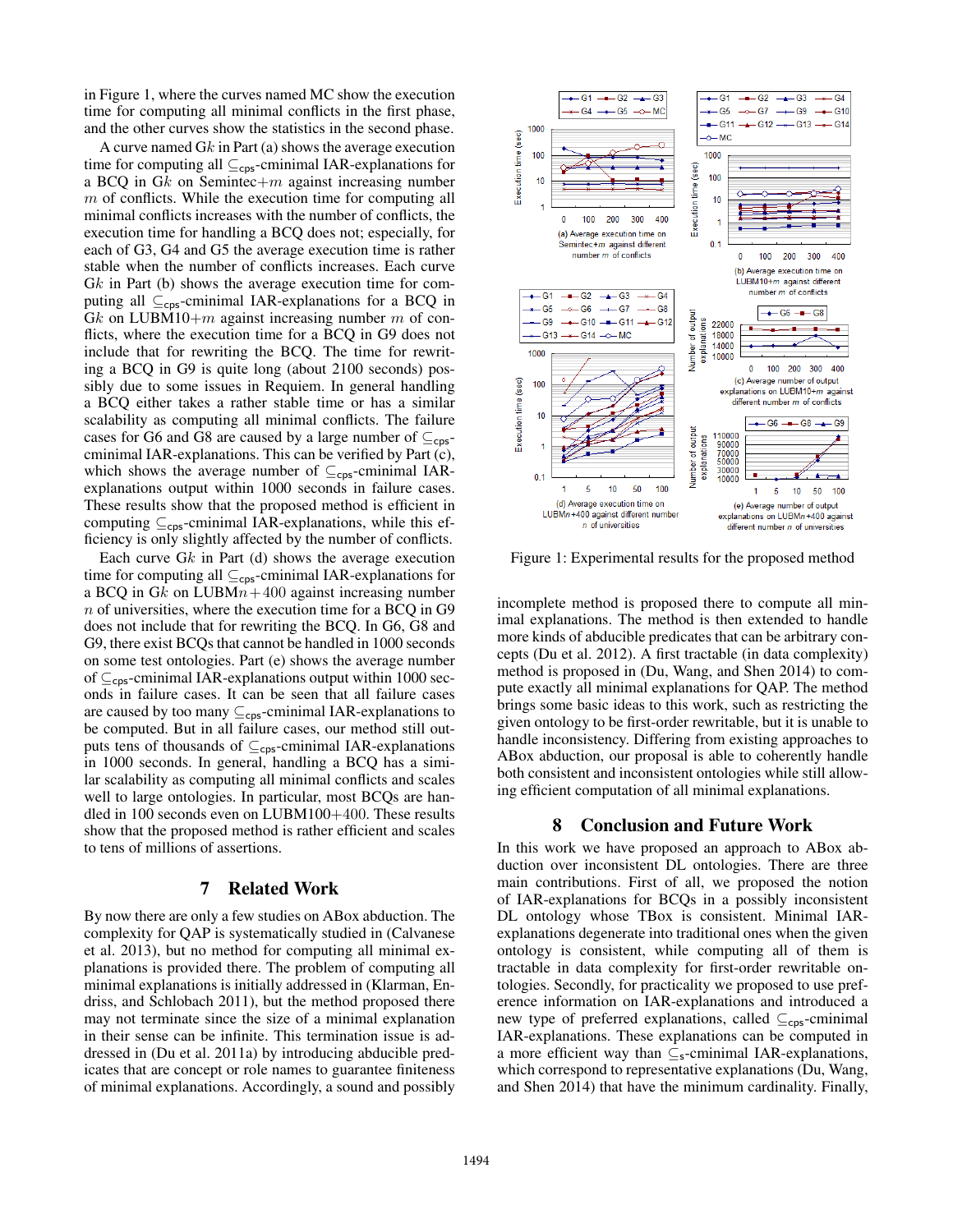in Figure 1, where the curves named MC show the execution time for computing all minimal conflicts in the first phase, and the other curves show the statistics in the second phase.

A curve named G$k$ in Part (a) shows the average execution time for computing all $\subseteq_{\mathsf{cps}}$-cminimal IAR-explanations for a BCQ in G$k$ on Semintec+$m$ against increasing number $m$ of conflicts. While the execution time for computing all minimal conflicts increases with the number of conflicts, the execution time for handling a BCQ does not; especially, for each of G3, G4 and G5 the average execution time is rather stable when the number of conflicts increases. Each curve G$k$ in Part (b) shows the average execution time for computing all $\subseteq_{\mathsf{cps}}$-cminimal IAR-explanations for a BCQ in G$k$ on LUBM10+$m$ against increasing number $m$ of conflicts, where the execution time for a BCQ in G9 does not include that for rewriting the BCQ. The time for rewriting a BCQ in G9 is quite long (about 2100 seconds) possibly due to some issues in Requiem. In general handling a BCQ either takes a rather stable time or has a similar scalability as computing all minimal conflicts. The failure cases for G6 and G8 are caused by a large number of $\subseteq_{\mathsf{cps}}$-cminimal IAR-explanations. This can be verified by Part (c), which shows the average number of $\subseteq_{\mathsf{cps}}$-cminimal IAR-explanations output within 1000 seconds in failure cases. These results show that the proposed method is efficient in computing $\subseteq_{\mathsf{cps}}$-cminimal IAR-explanations, while this efficiency is only slightly affected by the number of conflicts.

Each curve G$k$ in Part (d) shows the average execution time for computing all $\subseteq_{\mathsf{cps}}$-cminimal IAR-explanations for a BCQ in G$k$ on LUBM$n+400$ against increasing number $n$ of universities, where the execution time for a BCQ in G9 does not include that for rewriting the BCQ. In G6, G8 and G9, there exist BCQs that cannot be handled in 1000 seconds on some test ontologies. Part (e) shows the average number of $\subseteq_{\mathsf{cps}}$-cminimal IAR-explanations output within 1000 seconds in failure cases. It can be seen that all failure cases are caused by too many $\subseteq_{\mathsf{cps}}$-cminimal IAR-explanations to be computed. But in all failure cases, our method still outputs tens of thousands of $\subseteq_{\mathsf{cps}}$-cminimal IAR-explanations in 1000 seconds. In general, handling a BCQ has a similar scalability as computing all minimal conflicts and scales well to large ontologies. In particular, most BCQs are handled in 100 seconds even on LUBM100+400. These results show that the proposed method is rather efficient and scales to tens of millions of assertions.

Figure 1: Experimental results for the proposed method

## 7 Related Work

By now there are only a few studies on ABox abduction. The complexity for QAP is systematically studied in (Calvanese et al. 2013), but no method for computing all minimal explanations is provided there. The problem of computing all minimal explanations is initially addressed in (Klarman, Endriss, and Schlobach 2011), but the method proposed there may not terminate since the size of a minimal explanation in their sense can be infinite. This termination issue is addressed in (Du et al. 2011a) by introducing abducible predicates that are concept or role names to guarantee finiteness of minimal explanations. Accordingly, a sound and possibly incomplete method is proposed there to compute all minimal explanations. The method is then extended to handle more kinds of abducible predicates that can be arbitrary concepts (Du et al. 2012). A first tractable (in data complexity) method is proposed in (Du, Wang, and Shen 2014) to compute exactly all minimal explanations for QAP. The method brings some basic ideas to this work, such as restricting the given ontology to be first-order rewritable, but it is unable to handle inconsistency. Differing from existing approaches to ABox abduction, our proposal is able to coherently handle both consistent and inconsistent ontologies while still allowing efficient computation of all minimal explanations.

## 8 Conclusion and Future Work

In this work we have proposed an approach to ABox abduction over inconsistent DL ontologies. There are three main contributions. First of all, we proposed the notion of IAR-explanations for BCQs in a possibly inconsistent DL ontology whose TBox is consistent. Minimal IAR-explanations degenerate into traditional ones when the given ontology is consistent, while computing all of them is tractable in data complexity for first-order rewritable ontologies. Secondly, for practicality we proposed to use preference information on IAR-explanations and introduced a new type of preferred explanations, called $\subseteq_{\mathsf{cps}}$-cminimal IAR-explanations. These explanations can be computed in a more efficient way than $\subseteq_{\mathsf{s}}$-cminimal IAR-explanations, which correspond to representative explanations (Du, Wang, and Shen 2014) that have the minimum cardinality. Finally,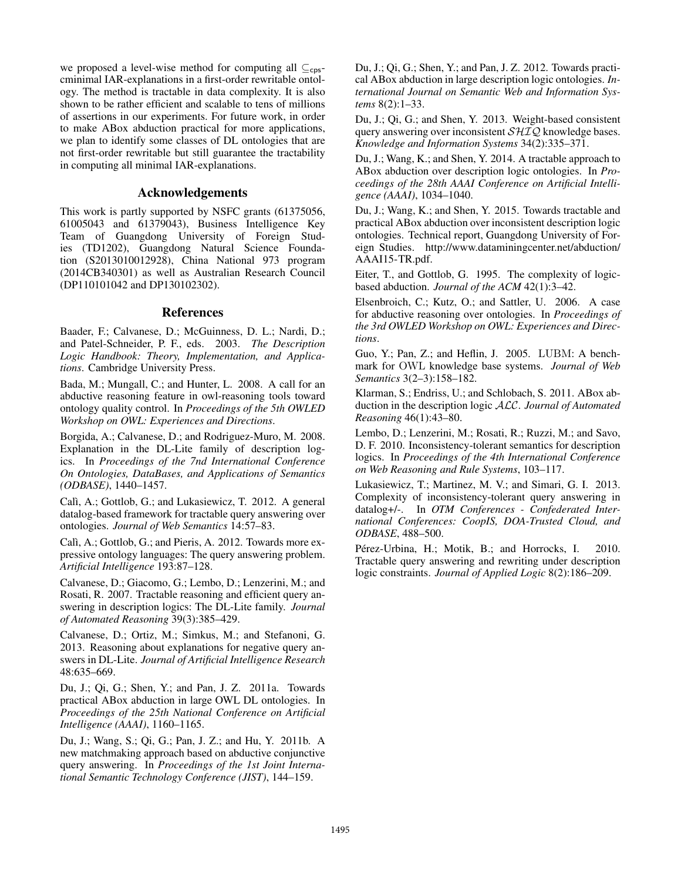we proposed a level-wise method for computing all $\subseteq_{\mathsf{cps}}$-cminimal IAR-explanations in a first-order rewritable ontology. The method is tractable in data complexity. It is also shown to be rather efficient and scalable to tens of millions of assertions in our experiments. For future work, in order to make ABox abduction practical for more applications, we plan to identify some classes of DL ontologies that are not first-order rewritable but still guarantee the tractability in computing all minimal IAR-explanations.

## Acknowledgements

This work is partly supported by NSFC grants (61375056, 61005043 and 61379043), Business Intelligence Key Team of Guangdong University of Foreign Studies (TD1202), Guangdong Natural Science Foundation (S2013010012928), China National 973 program (2014CB340301) as well as Australian Research Council (DP110101042 and DP130102302).

## References

Baader, F.; Calvanese, D.; McGuinness, D. L.; Nardi, D.; and Patel-Schneider, P. F., eds. 2003. *The Description Logic Handbook: Theory, Implementation, and Applications*. Cambridge University Press.

Bada, M.; Mungall, C.; and Hunter, L. 2008. A call for an abductive reasoning feature in owl-reasoning tools toward ontology quality control. In *Proceedings of the 5th OWLED Workshop on OWL: Experiences and Directions*.

Borgida, A.; Calvanese, D.; and Rodriguez-Muro, M. 2008. Explanation in the DL-Lite family of description logics. In *Proceedings of the 7nd International Conference On Ontologies, DataBases, and Applications of Semantics (ODBASE)*, 1440–1457.

Calì, A.; Gottlob, G.; and Lukasiewicz, T. 2012. A general datalog-based framework for tractable query answering over ontologies. *Journal of Web Semantics* 14:57–83.

Calì, A.; Gottlob, G.; and Pieris, A. 2012. Towards more expressive ontology languages: The query answering problem. *Artificial Intelligence* 193:87–128.

Calvanese, D.; Giacomo, G.; Lembo, D.; Lenzerini, M.; and Rosati, R. 2007. Tractable reasoning and efficient query answering in description logics: The DL-Lite family. *Journal of Automated Reasoning* 39(3):385–429.

Calvanese, D.; Ortiz, M.; Simkus, M.; and Stefanoni, G. 2013. Reasoning about explanations for negative query answers in DL-Lite. *Journal of Artificial Intelligence Research* 48:635–669.

Du, J.; Qi, G.; Shen, Y.; and Pan, J. Z. 2011a. Towards practical ABox abduction in large OWL DL ontologies. In *Proceedings of the 25th National Conference on Artificial Intelligence (AAAI)*, 1160–1165.

Du, J.; Wang, S.; Qi, G.; Pan, J. Z.; and Hu, Y. 2011b. A new matchmaking approach based on abductive conjunctive query answering. In *Proceedings of the 1st Joint International Semantic Technology Conference (JIST)*, 144–159.

Du, J.; Qi, G.; Shen, Y.; and Pan, J. Z. 2012. Towards practical ABox abduction in large description logic ontologies. *International Journal on Semantic Web and Information Systems* 8(2):1–33.

Du, J.; Qi, G.; and Shen, Y. 2013. Weight-based consistent query answering over inconsistent $\mathcal{SHIQ}$ knowledge bases. *Knowledge and Information Systems* 34(2):335–371.

Du, J.; Wang, K.; and Shen, Y. 2014. A tractable approach to ABox abduction over description logic ontologies. In *Proceedings of the 28th AAAI Conference on Artificial Intelligence (AAAI)*, 1034–1040.

Du, J.; Wang, K.; and Shen, Y. 2015. Towards tractable and practical ABox abduction over inconsistent description logic ontologies. Technical report, Guangdong University of Foreign Studies. http://www.dataminingcenter.net/abduction/AAAI15-TR.pdf.

Eiter, T., and Gottlob, G. 1995. The complexity of logic-based abduction. *Journal of the ACM* 42(1):3–42.

Elsenbroich, C.; Kutz, O.; and Sattler, U. 2006. A case for abductive reasoning over ontologies. In *Proceedings of the 3rd OWLED Workshop on OWL: Experiences and Directions*.

Guo, Y.; Pan, Z.; and Heflin, J. 2005. LUBM: A benchmark for OWL knowledge base systems. *Journal of Web Semantics* 3(2–3):158–182.

Klarman, S.; Endriss, U.; and Schlobach, S. 2011. ABox abduction in the description logic $\mathcal{ALC}$. *Journal of Automated Reasoning* 46(1):43–80.

Lembo, D.; Lenzerini, M.; Rosati, R.; Ruzzi, M.; and Savo, D. F. 2010. Inconsistency-tolerant semantics for description logics. In *Proceedings of the 4th International Conference on Web Reasoning and Rule Systems*, 103–117.

Lukasiewicz, T.; Martinez, M. V.; and Simari, G. I. 2013. Complexity of inconsistency-tolerant query answering in datalog+/-. In *OTM Conferences - Confederated International Conferences: CoopIS, DOA-Trusted Cloud, and ODBASE*, 488–500.

Pérez-Urbina, H.; Motik, B.; and Horrocks, I. 2010. Tractable query answering and rewriting under description logic constraints. *Journal of Applied Logic* 8(2):186–209.